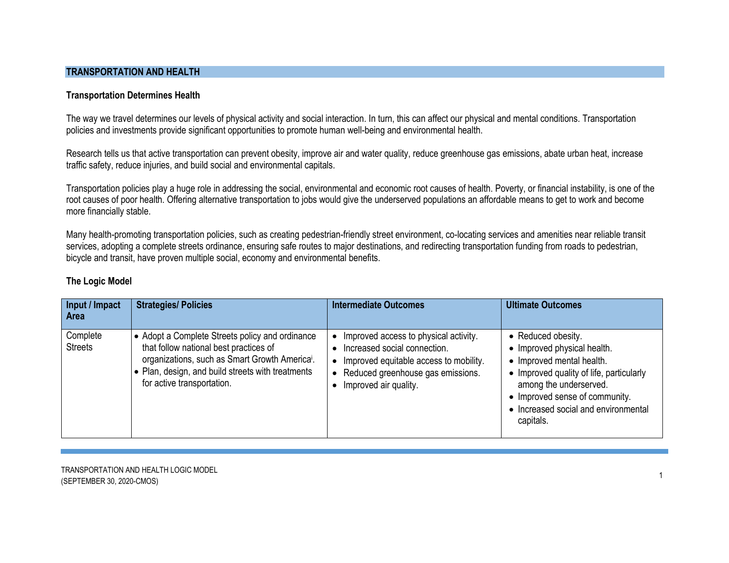## TRANSPORTATION AND HEALTH

### Transportation Determines Health

The way we travel determines our levels of physical activity and social interaction. In turn, this can affect our physical and mental conditions. Transportation policies and investments provide significant opportunities to promote human well-being and environmental health.

Research tells us that active transportation can prevent obesity, improve air and water quality, reduce greenhouse gas emissions, abate urban heat, increase traffic safety, reduce injuries, and build social and environmental capitals.

Transportation policies play a huge role in addressing the social, environmental and economic root causes of health. Poverty, or financial instability, is one of the root causes of poor health. Offering alternative transportation to jobs would give the underserved populations an affordable means to get to work and become more financially stable.

Many health-promoting transportation policies, such as creating pedestrian-friendly street environment, co-locating services and amenities near reliable transit services, adopting a complete streets ordinance, ensuring safe routes to major destinations, and redirecting transportation funding from roads to pedestrian, bicycle and transit, have proven multiple social, economy and environmental benefits.

### The Logic Model

| Input / Impact Area | Strategies/ Policies | Intermediate Outcomes | Ultimate Outcomes |
|---|---|---|---|
| Complete Streets | • Adopt a Complete Streets policy and ordinance that follow national best practices of organizations, such as Smart Growth America[i]. <br> • Plan, design, and build streets with treatments for active transportation. | • Improved access to physical activity. <br> • Increased social connection. <br> • Improved equitable access to mobility. <br> • Reduced greenhouse gas emissions. <br> • Improved air quality. | • Reduced obesity. <br> • Improved physical health. <br> • Improved mental health. <br> • Improved quality of life, particularly among the underserved. <br> • Improved sense of community. <br> • Increased social and environmental capitals. |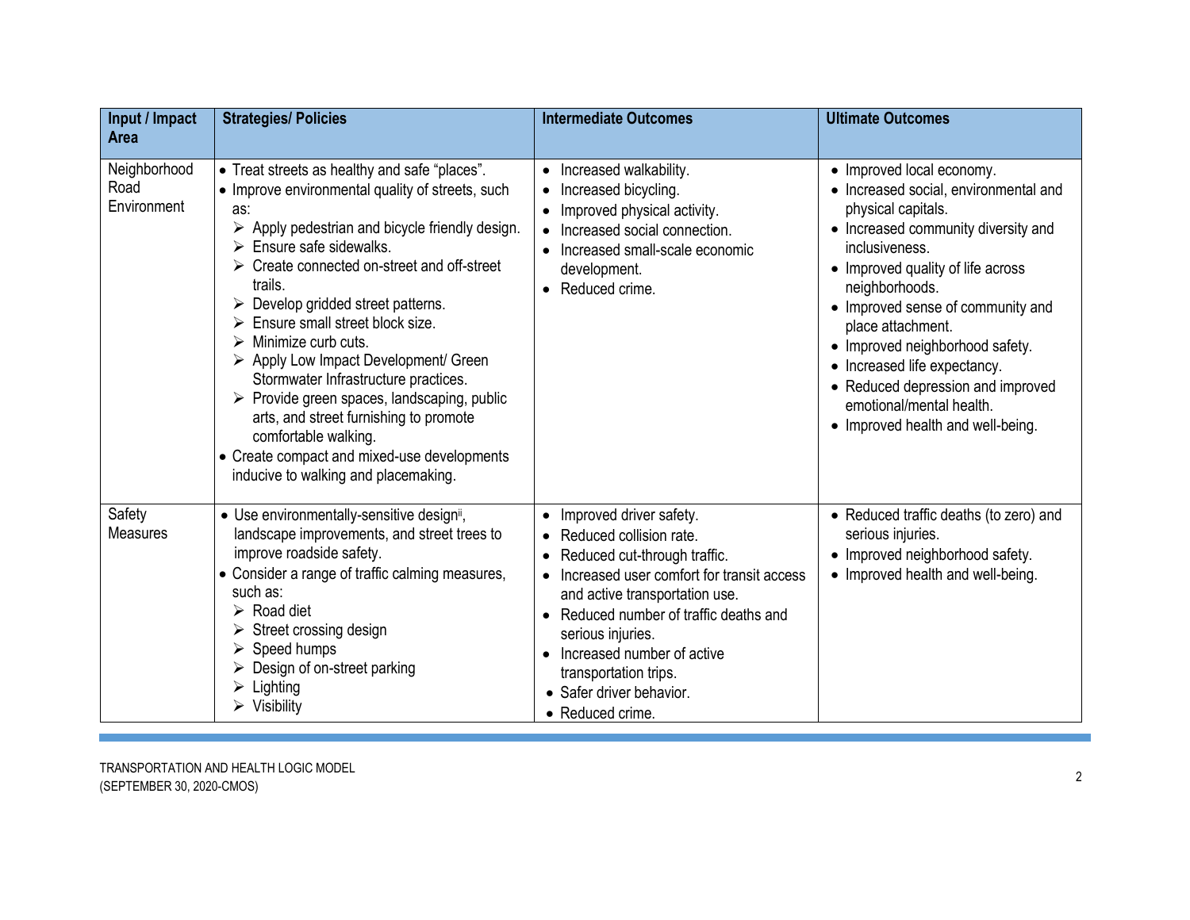| Input / Impact Area | Strategies/ Policies | Intermediate Outcomes | Ultimate Outcomes |
|---|---|---|---|
| Neighborhood Road Environment | • Treat streets as healthy and safe "places".<br>• Improve environmental quality of streets, such as:<br>➢ Apply pedestrian and bicycle friendly design.<br>➢ Ensure safe sidewalks.<br>➢ Create connected on-street and off-street trails.<br>➢ Develop gridded street patterns.<br>➢ Ensure small street block size.<br>➢ Minimize curb cuts.<br>➢ Apply Low Impact Development/ Green Stormwater Infrastructure practices.<br>➢ Provide green spaces, landscaping, public arts, and street furnishing to promote comfortable walking.<br>• Create compact and mixed-use developments inducive to walking and placemaking. | • Increased walkability.<br>• Increased bicycling.<br>• Improved physical activity.<br>• Increased social connection.<br>• Increased small-scale economic development.<br>• Reduced crime. | • Improved local economy.<br>• Increased social, environmental and physical capitals.<br>• Increased community diversity and inclusiveness.<br>• Improved quality of life across neighborhoods.<br>• Improved sense of community and place attachment.<br>• Improved neighborhood safety.<br>• Increased life expectancy.<br>• Reduced depression and improved emotional/mental health.<br>• Improved health and well-being. |
| Safety Measures | • Use environmentally-sensitive design[ii], landscape improvements, and street trees to improve roadside safety.<br>• Consider a range of traffic calming measures, such as:<br>➢ Road diet<br>➢ Street crossing design<br>➢ Speed humps<br>➢ Design of on-street parking<br>➢ Lighting<br>➢ Visibility | • Improved driver safety.<br>• Reduced collision rate.<br>• Reduced cut-through traffic.<br>• Increased user comfort for transit access and active transportation use.<br>• Reduced number of traffic deaths and serious injuries.<br>• Increased number of active transportation trips.<br>• Safer driver behavior.<br>• Reduced crime. | • Reduced traffic deaths (to zero) and serious injuries.<br>• Improved neighborhood safety.<br>• Improved health and well-being. |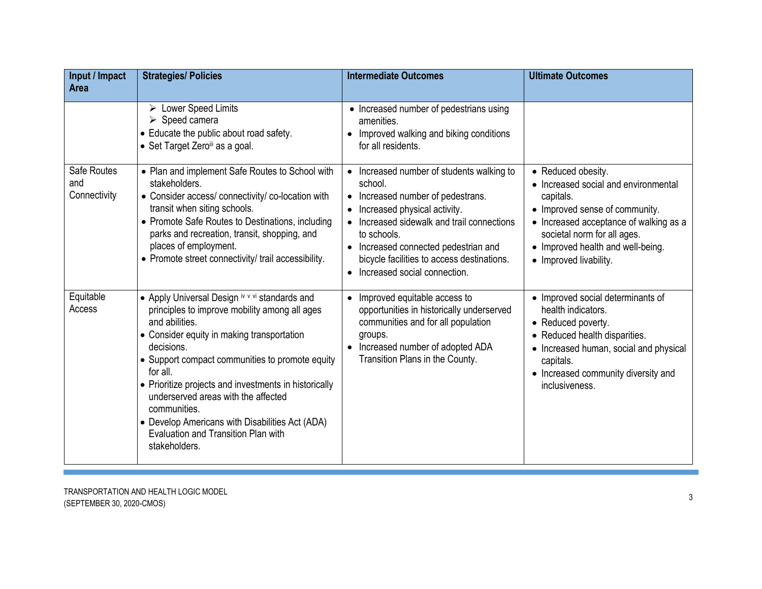| Input / Impact Area | Strategies/ Policies | Intermediate Outcomes | Ultimate Outcomes |
|---|---|---|---|
| | ➢ Lower Speed Limits<br>➢ Speed camera<br>• Educate the public about road safety.<br>• Set Target Zero[iii] as a goal. | • Increased number of pedestrians using amenities.<br>• Improved walking and biking conditions for all residents. | |
| Safe Routes and Connectivity | • Plan and implement Safe Routes to School with stakeholders.<br>• Consider access/ connectivity/ co-location with transit when siting schools.<br>• Promote Safe Routes to Destinations, including parks and recreation, transit, shopping, and places of employment.<br>• Promote street connectivity/ trail accessibility. | • Increased number of students walking to school.<br>• Increased number of pedestrans.<br>• Increased physical activity.<br>• Increased sidewalk and trail connections to schools.<br>• Increased connected pedestrian and bicycle facilities to access destinations.<br>• Increased social connection. | • Reduced obesity.<br>• Increased social and environmental capitals.<br>• Improved sense of community.<br>• Increased acceptance of walking as a societal norm for all ages.<br>• Improved health and well-being.<br>• Improved livability. |
| Equitable Access | • Apply Universal Design [iv] [v] [vi] standards and principles to improve mobility among all ages and abilities.<br>• Consider equity in making transportation decisions.<br>• Support compact communities to promote equity for all.<br>• Prioritize projects and investments in historically underserved areas with the affected communities.<br>• Develop Americans with Disabilities Act (ADA) Evaluation and Transition Plan with stakeholders. | • Improved equitable access to opportunities in historically underserved communities and for all population groups.<br>• Increased number of adopted ADA Transition Plans in the County. | • Improved social determinants of health indicators.<br>• Reduced poverty.<br>• Reduced health disparities.<br>• Increased human, social and physical capitals.<br>• Increased community diversity and inclusiveness. |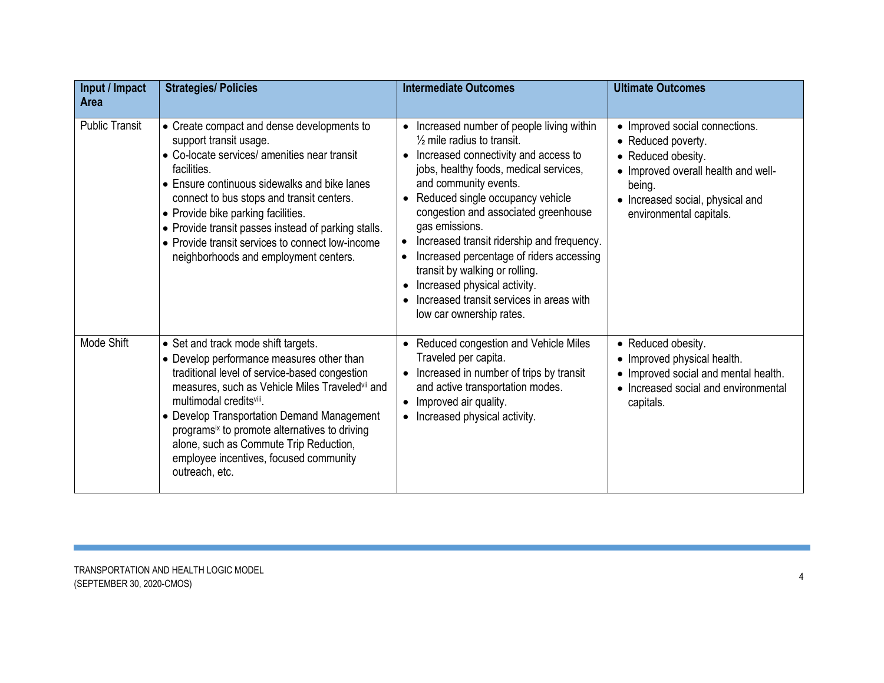| Input / Impact Area | Strategies/ Policies | Intermediate Outcomes | Ultimate Outcomes |
|---|---|---|---|
| Public Transit | • Create compact and dense developments to support transit usage.<br>• Co-locate services/ amenities near transit facilities.<br>• Ensure continuous sidewalks and bike lanes connect to bus stops and transit centers.<br>• Provide bike parking facilities.<br>• Provide transit passes instead of parking stalls.<br>• Provide transit services to connect low-income neighborhoods and employment centers. | • Increased number of people living within ½ mile radius to transit.<br>• Increased connectivity and access to jobs, healthy foods, medical services, and community events.<br>• Reduced single occupancy vehicle congestion and associated greenhouse gas emissions.<br>• Increased transit ridership and frequency.<br>• Increased percentage of riders accessing transit by walking or rolling.<br>• Increased physical activity.<br>• Increased transit services in areas with low car ownership rates. | • Improved social connections.<br>• Reduced poverty.<br>• Reduced obesity.<br>• Improved overall health and well-being.<br>• Increased social, physical and environmental capitals. |
| Mode Shift | • Set and track mode shift targets.<br>• Develop performance measures other than traditional level of service-based congestion measures, such as Vehicle Miles Traveled[vii] and multimodal credits[viii].<br>• Develop Transportation Demand Management programs[ix] to promote alternatives to driving alone, such as Commute Trip Reduction, employee incentives, focused community outreach, etc. | • Reduced congestion and Vehicle Miles Traveled per capita.<br>• Increased in number of trips by transit and active transportation modes.<br>• Improved air quality.<br>• Increased physical activity. | • Reduced obesity.<br>• Improved physical health.<br>• Improved social and mental health.<br>• Increased social and environmental capitals. |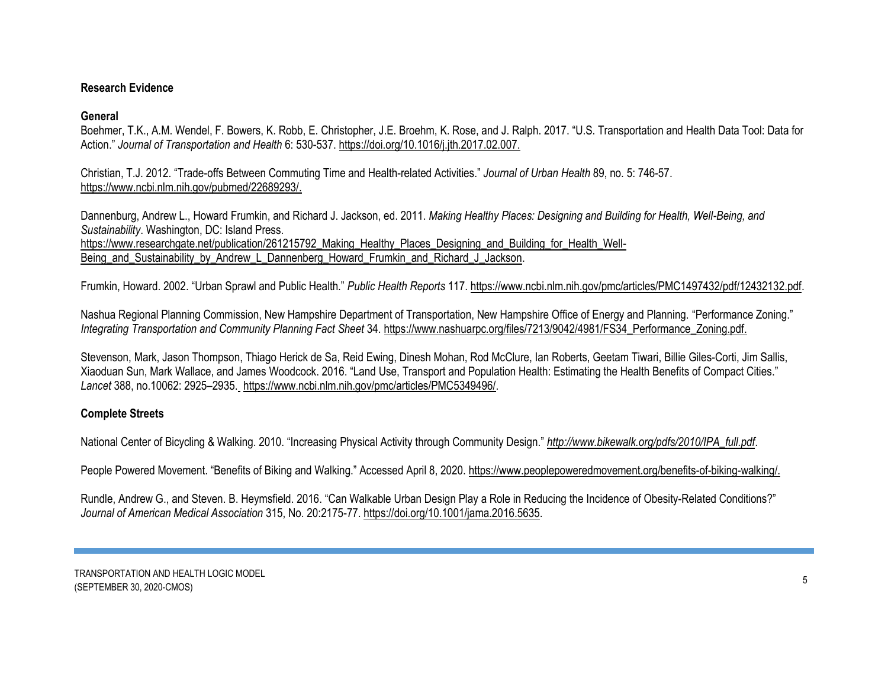## Research Evidence

### General

Boehmer, T.K., A.M. Wendel, F. Bowers, K. Robb, E. Christopher, J.E. Broehm, K. Rose, and J. Ralph. 2017. "U.S. Transportation and Health Data Tool: Data for Action." *Journal of Transportation and Health* 6: 530-537. https://doi.org/10.1016/j.jth.2017.02.007.

Christian, T.J. 2012. "Trade-offs Between Commuting Time and Health-related Activities." *Journal of Urban Health* 89, no. 5: 746-57. https://www.ncbi.nlm.nih.gov/pubmed/22689293/.

Dannenburg, Andrew L., Howard Frumkin, and Richard J. Jackson, ed. 2011. *Making Healthy Places: Designing and Building for Health, Well-Being, and Sustainability*. Washington, DC: Island Press. https://www.researchgate.net/publication/261215792_Making_Healthy_Places_Designing_and_Building_for_Health_Well-Being_and_Sustainability_by_Andrew_L_Dannenberg_Howard_Frumkin_and_Richard_J_Jackson.

Frumkin, Howard. 2002. "Urban Sprawl and Public Health." *Public Health Reports* 117. https://www.ncbi.nlm.nih.gov/pmc/articles/PMC1497432/pdf/12432132.pdf.

Nashua Regional Planning Commission, New Hampshire Department of Transportation, New Hampshire Office of Energy and Planning. "Performance Zoning." *Integrating Transportation and Community Planning Fact Sheet* 34. https://www.nashuarpc.org/files/7213/9042/4981/FS34_Performance_Zoning.pdf.

Stevenson, Mark, Jason Thompson, Thiago Herick de Sa, Reid Ewing, Dinesh Mohan, Rod McClure, Ian Roberts, Geetam Tiwari, Billie Giles-Corti, Jim Sallis, Xiaoduan Sun, Mark Wallace, and James Woodcock. 2016. "Land Use, Transport and Population Health: Estimating the Health Benefits of Compact Cities." *Lancet* 388, no.10062: 2925–2935. https://www.ncbi.nlm.nih.gov/pmc/articles/PMC5349496/.

### Complete Streets

National Center of Bicycling & Walking. 2010. "Increasing Physical Activity through Community Design." *http://www.bikewalk.org/pdfs/2010/IPA_full.pdf*.

People Powered Movement. "Benefits of Biking and Walking." Accessed April 8, 2020. https://www.peoplepoweredmovement.org/benefits-of-biking-walking/.

Rundle, Andrew G., and Steven. B. Heymsfield. 2016. "Can Walkable Urban Design Play a Role in Reducing the Incidence of Obesity-Related Conditions?" *Journal of American Medical Association* 315, No. 20:2175-77. https://doi.org/10.1001/jama.2016.5635.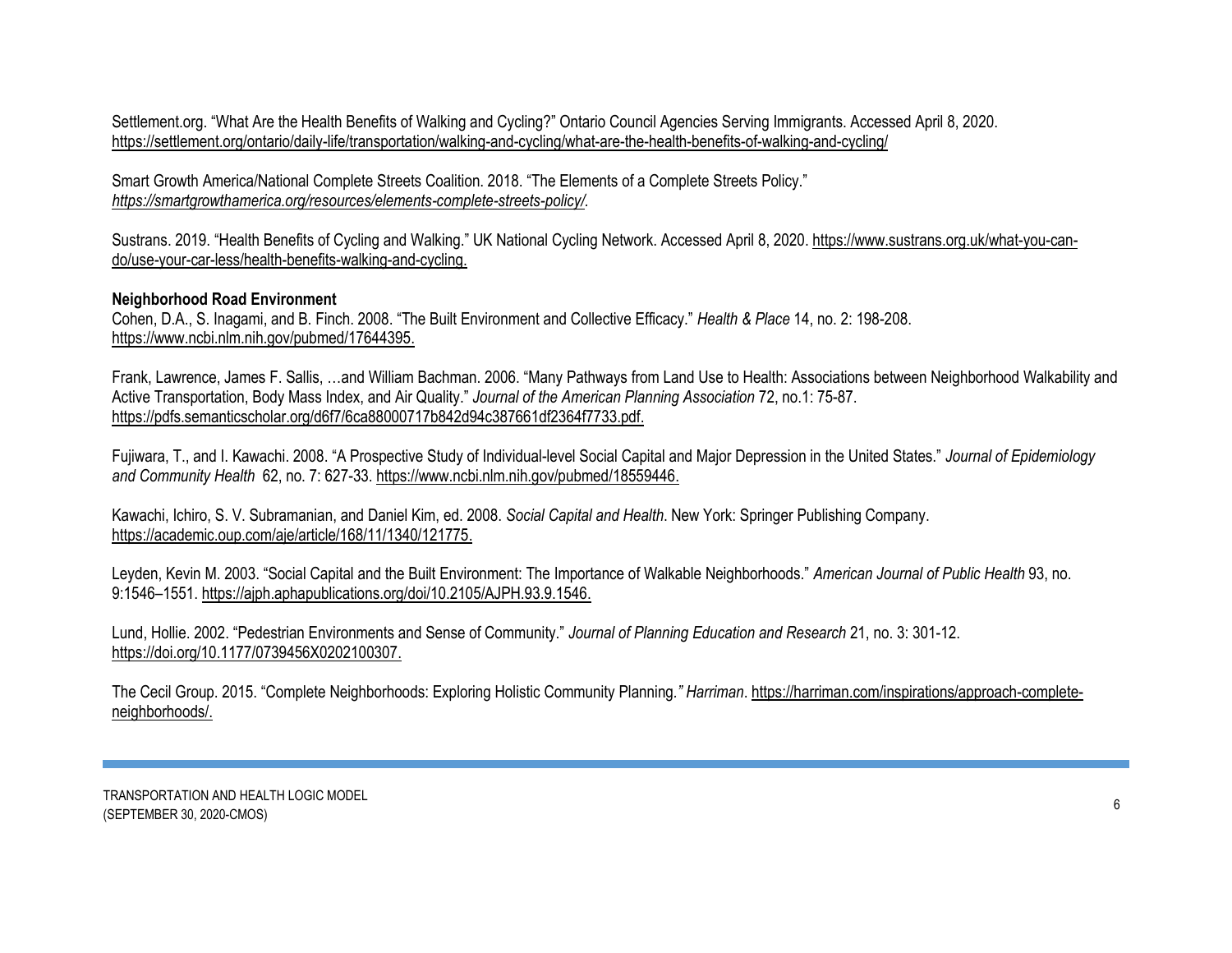Settlement.org. “What Are the Health Benefits of Walking and Cycling?” Ontario Council Agencies Serving Immigrants. Accessed April 8, 2020. https://settlement.org/ontario/daily-life/transportation/walking-and-cycling/what-are-the-health-benefits-of-walking-and-cycling/

Smart Growth America/National Complete Streets Coalition. 2018. “The Elements of a Complete Streets Policy.” *https://smartgrowthamerica.org/resources/elements-complete-streets-policy/.*

Sustrans. 2019. “Health Benefits of Cycling and Walking.” UK National Cycling Network. Accessed April 8, 2020. https://www.sustrans.org.uk/what-you-can-do/use-your-car-less/health-benefits-walking-and-cycling.

**Neighborhood Road Environment**

Cohen, D.A., S. Inagami, and B. Finch. 2008. “The Built Environment and Collective Efficacy.” *Health & Place* 14, no. 2: 198-208. https://www.ncbi.nlm.nih.gov/pubmed/17644395.

Frank, Lawrence, James F. Sallis, …and William Bachman. 2006. “Many Pathways from Land Use to Health: Associations between Neighborhood Walkability and Active Transportation, Body Mass Index, and Air Quality.” *Journal of the American Planning Association* 72, no.1: 75-87. https://pdfs.semanticscholar.org/d6f7/6ca88000717b842d94c387661df2364f7733.pdf.

Fujiwara, T., and I. Kawachi. 2008. “A Prospective Study of Individual-level Social Capital and Major Depression in the United States.” *Journal of Epidemiology and Community Health* 62, no. 7: 627-33. https://www.ncbi.nlm.nih.gov/pubmed/18559446.

Kawachi, Ichiro, S. V. Subramanian, and Daniel Kim, ed. 2008. *Social Capital and Health*. New York: Springer Publishing Company. https://academic.oup.com/aje/article/168/11/1340/121775.

Leyden, Kevin M. 2003. “Social Capital and the Built Environment: The Importance of Walkable Neighborhoods.” *American Journal of Public Health* 93, no. 9:1546–1551. https://ajph.aphapublications.org/doi/10.2105/AJPH.93.9.1546.

Lund, Hollie. 2002. “Pedestrian Environments and Sense of Community.” *Journal of Planning Education and Research* 21, no. 3: 301-12. https://doi.org/10.1177/0739456X0202100307.

The Cecil Group. 2015. “Complete Neighborhoods: Exploring Holistic Community Planning.*” Harriman*. https://harriman.com/inspirations/approach-complete-neighborhoods/.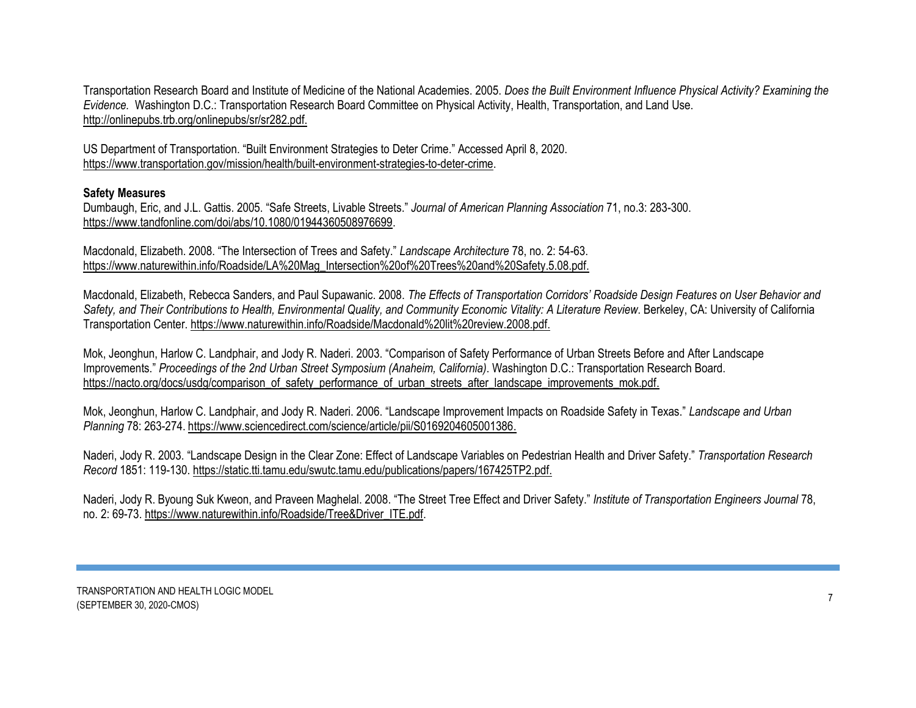Transportation Research Board and Institute of Medicine of the National Academies. 2005. *Does the Built Environment Influence Physical Activity? Examining the Evidence.* Washington D.C.: Transportation Research Board Committee on Physical Activity, Health, Transportation, and Land Use. http://onlinepubs.trb.org/onlinepubs/sr/sr282.pdf.

US Department of Transportation. "Built Environment Strategies to Deter Crime." Accessed April 8, 2020. https://www.transportation.gov/mission/health/built-environment-strategies-to-deter-crime.

**Safety Measures**

Dumbaugh, Eric, and J.L. Gattis. 2005. "Safe Streets, Livable Streets." *Journal of American Planning Association* 71, no.3: 283-300. https://www.tandfonline.com/doi/abs/10.1080/01944360508976699.

Macdonald, Elizabeth. 2008. "The Intersection of Trees and Safety." *Landscape Architecture* 78, no. 2: 54-63. https://www.naturewithin.info/Roadside/LA%20Mag_Intersection%20of%20Trees%20and%20Safety.5.08.pdf.

Macdonald, Elizabeth, Rebecca Sanders, and Paul Supawanic. 2008. *The Effects of Transportation Corridors' Roadside Design Features on User Behavior and Safety, and Their Contributions to Health, Environmental Quality, and Community Economic Vitality: A Literature Review*. Berkeley, CA: University of California Transportation Center. https://www.naturewithin.info/Roadside/Macdonald%20lit%20review.2008.pdf.

Mok, Jeonghun, Harlow C. Landphair, and Jody R. Naderi. 2003. "Comparison of Safety Performance of Urban Streets Before and After Landscape Improvements." *Proceedings of the 2nd Urban Street Symposium (Anaheim, California)*. Washington D.C.: Transportation Research Board. https://nacto.org/docs/usdg/comparison_of_safety_performance_of_urban_streets_after_landscape_improvements_mok.pdf.

Mok, Jeonghun, Harlow C. Landphair, and Jody R. Naderi. 2006. "Landscape Improvement Impacts on Roadside Safety in Texas." *Landscape and Urban Planning* 78: 263-274. https://www.sciencedirect.com/science/article/pii/S0169204605001386.

Naderi, Jody R. 2003. "Landscape Design in the Clear Zone: Effect of Landscape Variables on Pedestrian Health and Driver Safety." *Transportation Research Record* 1851: 119-130. https://static.tti.tamu.edu/swutc.tamu.edu/publications/papers/167425TP2.pdf.

Naderi, Jody R. Byoung Suk Kweon, and Praveen Maghelal. 2008. "The Street Tree Effect and Driver Safety." *Institute of Transportation Engineers Journal* 78, no. 2: 69-73. https://www.naturewithin.info/Roadside/Tree&Driver_ITE.pdf.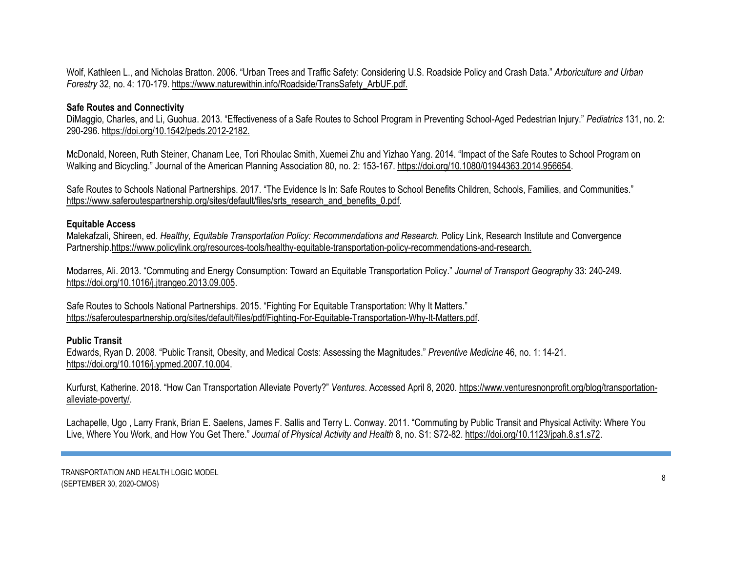Wolf, Kathleen L., and Nicholas Bratton. 2006. "Urban Trees and Traffic Safety: Considering U.S. Roadside Policy and Crash Data." *Arboriculture and Urban Forestry* 32, no. 4: 170-179. https://www.naturewithin.info/Roadside/TransSafety_ArbUF.pdf.

**Safe Routes and Connectivity**

DiMaggio, Charles, and Li, Guohua. 2013. "Effectiveness of a Safe Routes to School Program in Preventing School-Aged Pedestrian Injury." *Pediatrics* 131, no. 2: 290-296. https://doi.org/10.1542/peds.2012-2182.

McDonald, Noreen, Ruth Steiner, Chanam Lee, Tori Rhoulac Smith, Xuemei Zhu and Yizhao Yang. 2014. "Impact of the Safe Routes to School Program on Walking and Bicycling." Journal of the American Planning Association 80, no. 2: 153-167. https://doi.org/10.1080/01944363.2014.956654.

Safe Routes to Schools National Partnerships. 2017. "The Evidence Is In: Safe Routes to School Benefits Children, Schools, Families, and Communities." https://www.saferoutespartnership.org/sites/default/files/srts_research_and_benefits_0.pdf.

**Equitable Access**

Malekafzali, Shireen, ed. *Healthy, Equitable Transportation Policy: Recommendations and Research.* Policy Link, Research Institute and Convergence Partnership.https://www.policylink.org/resources-tools/healthy-equitable-transportation-policy-recommendations-and-research.

Modarres, Ali. 2013. "Commuting and Energy Consumption: Toward an Equitable Transportation Policy." *Journal of Transport Geography* 33: 240-249. https://doi.org/10.1016/j.jtrangeo.2013.09.005.

Safe Routes to Schools National Partnerships. 2015. "Fighting For Equitable Transportation: Why It Matters." https://saferoutespartnership.org/sites/default/files/pdf/Fighting-For-Equitable-Transportation-Why-It-Matters.pdf.

**Public Transit**

Edwards, Ryan D. 2008. "Public Transit, Obesity, and Medical Costs: Assessing the Magnitudes." *Preventive Medicine* 46, no. 1: 14-21. https://doi.org/10.1016/j.ypmed.2007.10.004.

Kurfurst, Katherine. 2018. "How Can Transportation Alleviate Poverty?" *Ventures*. Accessed April 8, 2020. https://www.venturesnonprofit.org/blog/transportation-alleviate-poverty/.

Lachapelle, Ugo , Larry Frank, Brian E. Saelens, James F. Sallis and Terry L. Conway. 2011. "Commuting by Public Transit and Physical Activity: Where You Live, Where You Work, and How You Get There." *Journal of Physical Activity and Health* 8, no. S1: S72-82. https://doi.org/10.1123/jpah.8.s1.s72.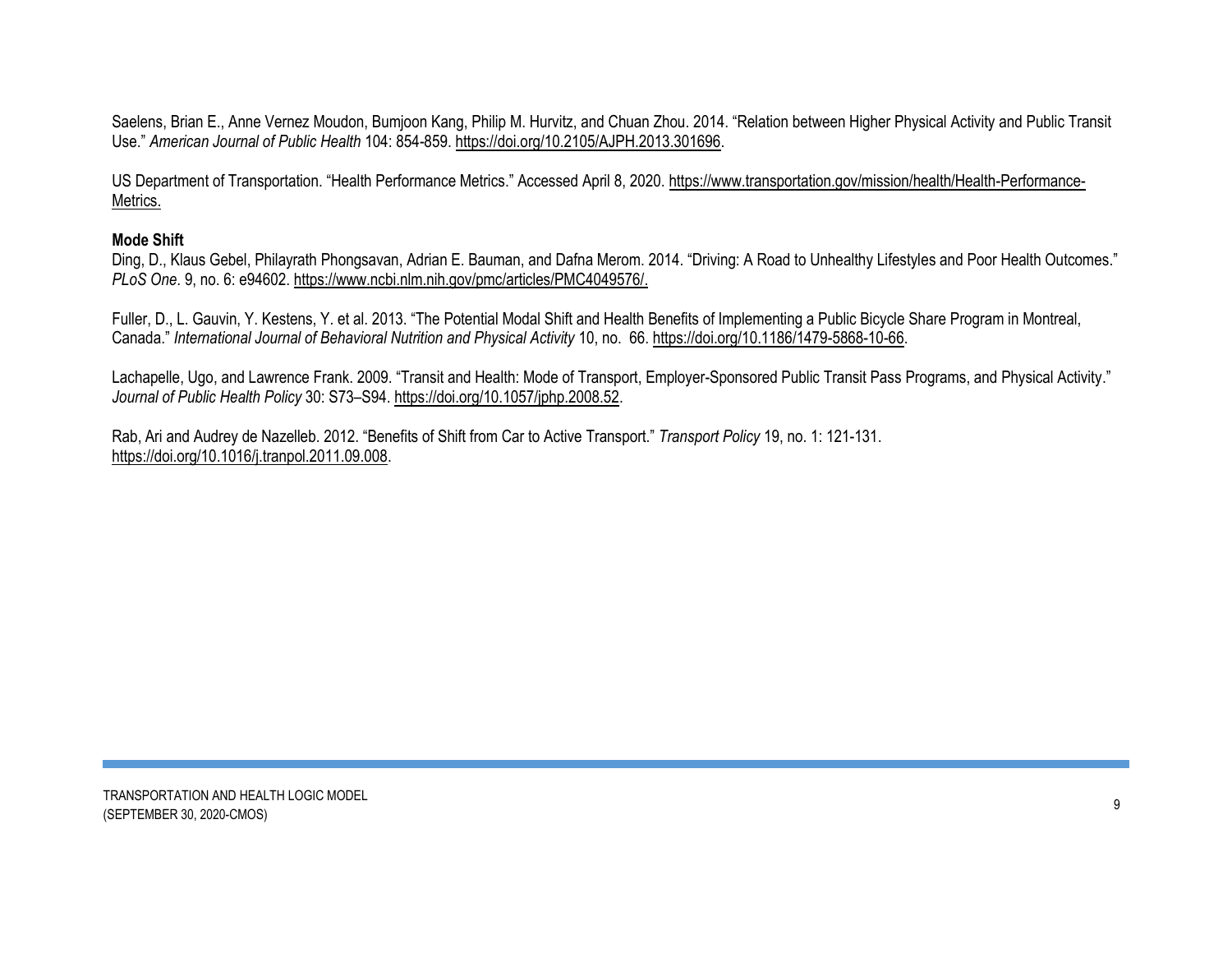Saelens, Brian E., Anne Vernez Moudon, Bumjoon Kang, Philip M. Hurvitz, and Chuan Zhou. 2014. "Relation between Higher Physical Activity and Public Transit Use." *American Journal of Public Health* 104: 854-859. https://doi.org/10.2105/AJPH.2013.301696.

US Department of Transportation. "Health Performance Metrics." Accessed April 8, 2020. https://www.transportation.gov/mission/health/Health-Performance-Metrics.

**Mode Shift**

Ding, D., Klaus Gebel, Philayrath Phongsavan, Adrian E. Bauman, and Dafna Merom. 2014. "Driving: A Road to Unhealthy Lifestyles and Poor Health Outcomes." *PLoS One*. 9, no. 6: e94602. https://www.ncbi.nlm.nih.gov/pmc/articles/PMC4049576/.

Fuller, D., L. Gauvin, Y. Kestens, Y. et al. 2013. "The Potential Modal Shift and Health Benefits of Implementing a Public Bicycle Share Program in Montreal, Canada." *International Journal of Behavioral Nutrition and Physical Activity* 10, no. 66. https://doi.org/10.1186/1479-5868-10-66.

Lachapelle, Ugo, and Lawrence Frank. 2009. "Transit and Health: Mode of Transport, Employer-Sponsored Public Transit Pass Programs, and Physical Activity." *Journal of Public Health Policy* 30: S73–S94. https://doi.org/10.1057/jphp.2008.52.

Rab, Ari and Audrey de Nazelleb. 2012. "Benefits of Shift from Car to Active Transport." *Transport Policy* 19, no. 1: 121-131. https://doi.org/10.1016/j.tranpol.2011.09.008.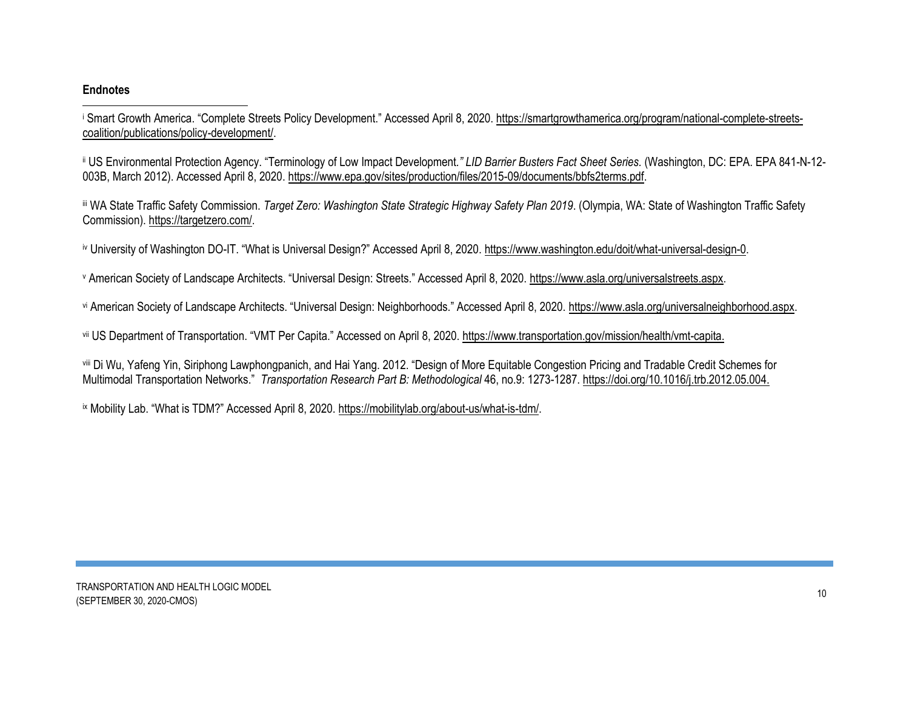**Endnotes**

[i] Smart Growth America. "Complete Streets Policy Development." Accessed April 8, 2020. https://smartgrowthamerica.org/program/national-complete-streets-coalition/publications/policy-development/.

[ii] US Environmental Protection Agency. "Terminology of Low Impact Development." *LID Barrier Busters Fact Sheet Series.* (Washington, DC: EPA. EPA 841-N-12-003B, March 2012). Accessed April 8, 2020. https://www.epa.gov/sites/production/files/2015-09/documents/bbfs2terms.pdf.

[iii] WA State Traffic Safety Commission. *Target Zero: Washington State Strategic Highway Safety Plan 2019*. (Olympia, WA: State of Washington Traffic Safety Commission). https://targetzero.com/.

[iv] University of Washington DO-IT. "What is Universal Design?" Accessed April 8, 2020. https://www.washington.edu/doit/what-universal-design-0.

[v] American Society of Landscape Architects. "Universal Design: Streets." Accessed April 8, 2020. https://www.asla.org/universalstreets.aspx.

[vi] American Society of Landscape Architects. "Universal Design: Neighborhoods." Accessed April 8, 2020. https://www.asla.org/universalneighborhood.aspx.

[vii] US Department of Transportation. "VMT Per Capita." Accessed on April 8, 2020. https://www.transportation.gov/mission/health/vmt-capita.

[viii] Di Wu, Yafeng Yin, Siriphong Lawphongpanich, and Hai Yang. 2012. "Design of More Equitable Congestion Pricing and Tradable Credit Schemes for Multimodal Transportation Networks." *Transportation Research Part B: Methodological* 46, no.9: 1273-1287. https://doi.org/10.1016/j.trb.2012.05.004.

[ix] Mobility Lab. "What is TDM?" Accessed April 8, 2020. https://mobilitylab.org/about-us/what-is-tdm/.